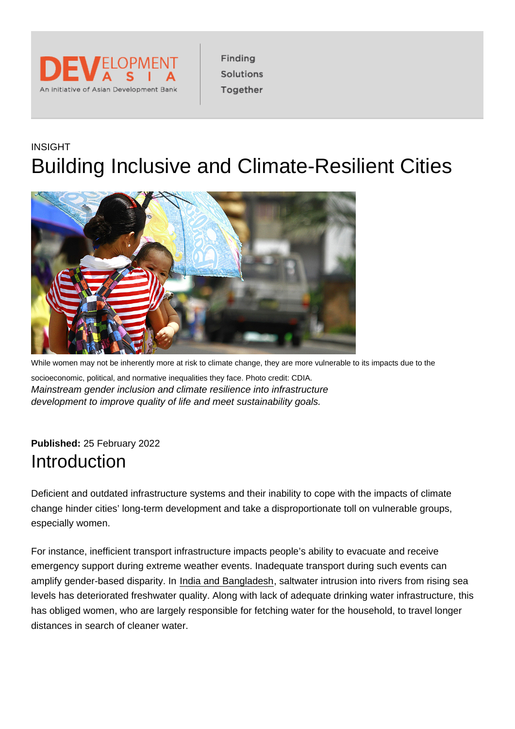INSIGHT

# Building Inclusive and Climate-Resilient Cities

While women may not be inherently more at risk to climate change, they are more vulnerable to its impacts due to the socioeconomic, political, and normative inequalities they face. Photo credit: CDIA.

*Mainstream gender inclusion and climate resilience into infrastructure development to improve quality of life and meet sustainability goals.*

**Published:** 25 February 2022

## Introduction

Deficient and outdated infrastructure systems and their inability to cope with the impacts of climate change hinder cities' long-term development and take a disproportionate toll on vulnerable groups, especially women.

For instance, inefficient transport infrastructure impacts people's ability to evacuate and receive emergency support during extreme weather events. Inadequate transport during such events can amplify gender-based disparity. In India and Bangladesh, saltwater intrusion into rivers from rising sea levels has deteriorated freshwater quality. Along with lack of adequate drinking water infrastructure, this has obliged women, who are largely responsible for fetching water for the household, to travel longer distances in search of cleaner water.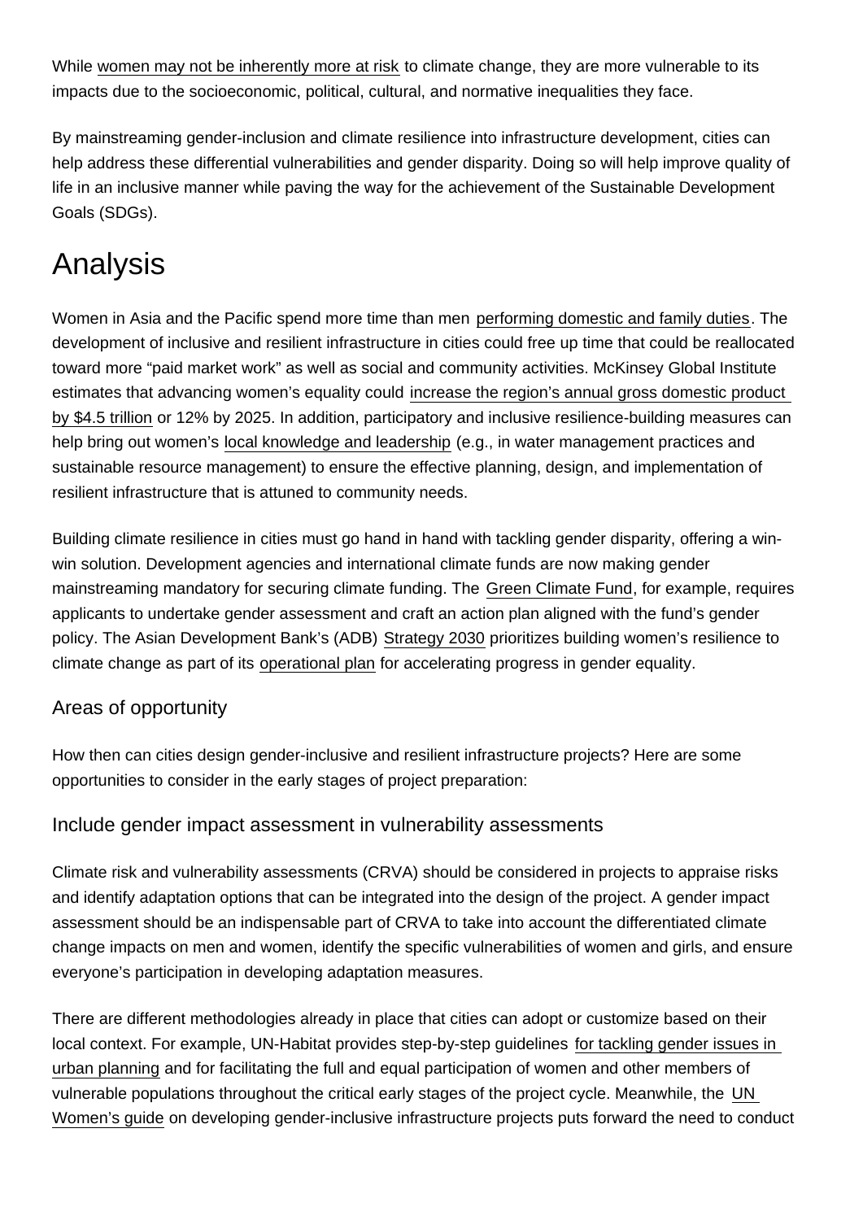While women may not be inherently more at risk to climate change, they are more vulnerable to its impacts due to the socioeconomic, political, cultural, and normative inequalities they face.

By mainstreaming gender-inclusion and climate resilience into infrastructure development, cities can help address these differential vulnerabilities and gender disparity. Doing so will help improve quality of life in an inclusive manner while paving the way for the achievement of the Sustainable Development Goals (SDGs).

# Analysis

Women in Asia and the Pacific spend more time than men performing domestic and family duties. The development of inclusive and resilient infrastructure in cities could free up time that could be reallocated toward more "paid market work" as well as social and community activities. McKinsey Global Institute estimates that advancing women's equality could increase the region's annual gross domestic product by $4.5 trillion or 12% by 2025. In addition, participatory and inclusive resilience-building measures can help bring out women's local knowledge and leadership (e.g., in water management practices and sustainable resource management) to ensure the effective planning, design, and implementation of resilient infrastructure that is attuned to community needs.

Building climate resilience in cities must go hand in hand with tackling gender disparity, offering a win-win solution. Development agencies and international climate funds are now making gender mainstreaming mandatory for securing climate funding. The Green Climate Fund, for example, requires applicants to undertake gender assessment and craft an action plan aligned with the fund's gender policy. The Asian Development Bank's (ADB) Strategy 2030 prioritizes building women's resilience to climate change as part of its operational plan for accelerating progress in gender equality.

## Areas of opportunity

How then can cities design gender-inclusive and resilient infrastructure projects? Here are some opportunities to consider in the early stages of project preparation:

### Include gender impact assessment in vulnerability assessments

Climate risk and vulnerability assessments (CRVA) should be considered in projects to appraise risks and identify adaptation options that can be integrated into the design of the project. A gender impact assessment should be an indispensable part of CRVA to take into account the differentiated climate change impacts on men and women, identify the specific vulnerabilities of women and girls, and ensure everyone's participation in developing adaptation measures.

There are different methodologies already in place that cities can adopt or customize based on their local context. For example, UN-Habitat provides step-by-step guidelines for tackling gender issues in urban planning and for facilitating the full and equal participation of women and other members of vulnerable populations throughout the critical early stages of the project cycle. Meanwhile, the UN Women's guide on developing gender-inclusive infrastructure projects puts forward the need to conduct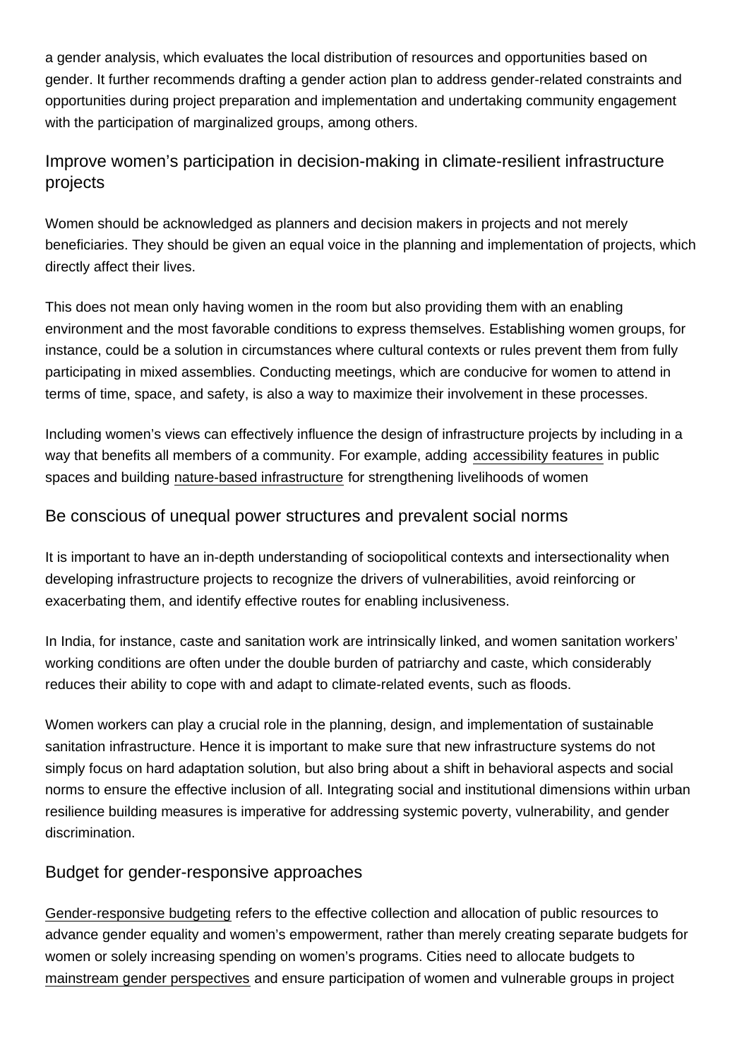a gender analysis, which evaluates the local distribution of resources and opportunities based on gender. It further recommends drafting a gender action plan to address gender-related constraints and opportunities during project preparation and implementation and undertaking community engagement with the participation of marginalized groups, among others.

## Improve women's participation in decision-making in climate-resilient infrastructure projects

Women should be acknowledged as planners and decision makers in projects and not merely beneficiaries. They should be given an equal voice in the planning and implementation of projects, which directly affect their lives.

This does not mean only having women in the room but also providing them with an enabling environment and the most favorable conditions to express themselves. Establishing women groups, for instance, could be a solution in circumstances where cultural contexts or rules prevent them from fully participating in mixed assemblies. Conducting meetings, which are conducive for women to attend in terms of time, space, and safety, is also a way to maximize their involvement in these processes.

Including women's views can effectively influence the design of infrastructure projects by including in a way that benefits all members of a community. For example, adding accessibility features in public spaces and building nature-based infrastructure for strengthening livelihoods of women

## Be conscious of unequal power structures and prevalent social norms

It is important to have an in-depth understanding of sociopolitical contexts and intersectionality when developing infrastructure projects to recognize the drivers of vulnerabilities, avoid reinforcing or exacerbating them, and identify effective routes for enabling inclusiveness.

In India, for instance, caste and sanitation work are intrinsically linked, and women sanitation workers' working conditions are often under the double burden of patriarchy and caste, which considerably reduces their ability to cope with and adapt to climate-related events, such as floods.

Women workers can play a crucial role in the planning, design, and implementation of sustainable sanitation infrastructure. Hence it is important to make sure that new infrastructure systems do not simply focus on hard adaptation solution, but also bring about a shift in behavioral aspects and social norms to ensure the effective inclusion of all. Integrating social and institutional dimensions within urban resilience building measures is imperative for addressing systemic poverty, vulnerability, and gender discrimination.

## Budget for gender-responsive approaches

Gender-responsive budgeting refers to the effective collection and allocation of public resources to advance gender equality and women's empowerment, rather than merely creating separate budgets for women or solely increasing spending on women's programs. Cities need to allocate budgets to mainstream gender perspectives and ensure participation of women and vulnerable groups in project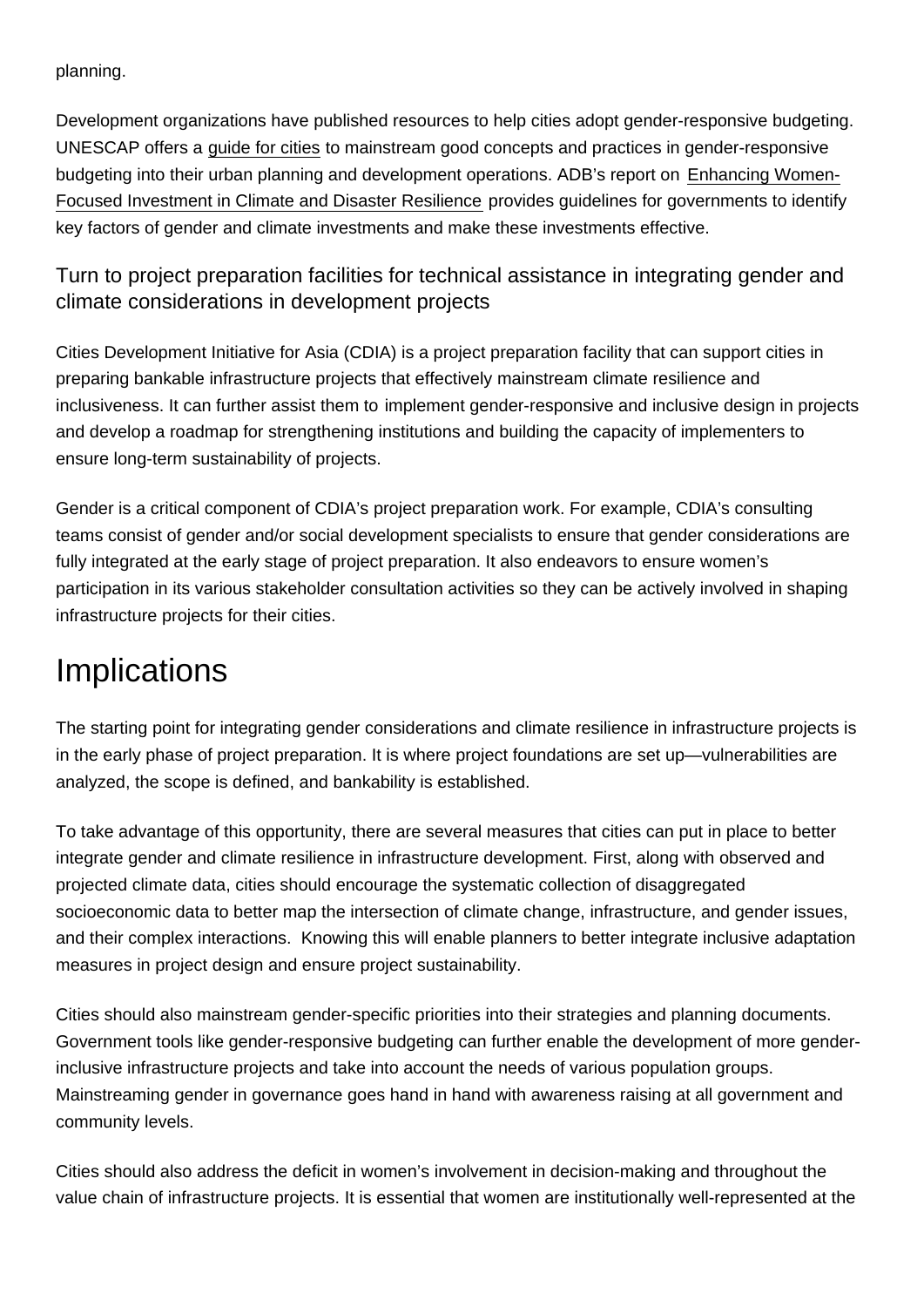planning.

Development organizations have published resources to help cities adopt gender-responsive budgeting. UNESCAP offers a guide for cities to mainstream good concepts and practices in gender-responsive budgeting into their urban planning and development operations. ADB's report on Enhancing Women-Focused Investment in Climate and Disaster Resilience provides guidelines for governments to identify key factors of gender and climate investments and make these investments effective.

### Turn to project preparation facilities for technical assistance in integrating gender and climate considerations in development projects

Cities Development Initiative for Asia (CDIA) is a project preparation facility that can support cities in preparing bankable infrastructure projects that effectively mainstream climate resilience and inclusiveness. It can further assist them to implement gender-responsive and inclusive design in projects and develop a roadmap for strengthening institutions and building the capacity of implementers to ensure long-term sustainability of projects.

Gender is a critical component of CDIA's project preparation work. For example, CDIA's consulting teams consist of gender and/or social development specialists to ensure that gender considerations are fully integrated at the early stage of project preparation. It also endeavors to ensure women's participation in its various stakeholder consultation activities so they can be actively involved in shaping infrastructure projects for their cities.

## Implications

The starting point for integrating gender considerations and climate resilience in infrastructure projects is in the early phase of project preparation. It is where project foundations are set up—vulnerabilities are analyzed, the scope is defined, and bankability is established.

To take advantage of this opportunity, there are several measures that cities can put in place to better integrate gender and climate resilience in infrastructure development. First, along with observed and projected climate data, cities should encourage the systematic collection of disaggregated socioeconomic data to better map the intersection of climate change, infrastructure, and gender issues, and their complex interactions. Knowing this will enable planners to better integrate inclusive adaptation measures in project design and ensure project sustainability.

Cities should also mainstream gender-specific priorities into their strategies and planning documents. Government tools like gender-responsive budgeting can further enable the development of more gender-inclusive infrastructure projects and take into account the needs of various population groups. Mainstreaming gender in governance goes hand in hand with awareness raising at all government and community levels.

Cities should also address the deficit in women's involvement in decision-making and throughout the value chain of infrastructure projects. It is essential that women are institutionally well-represented at the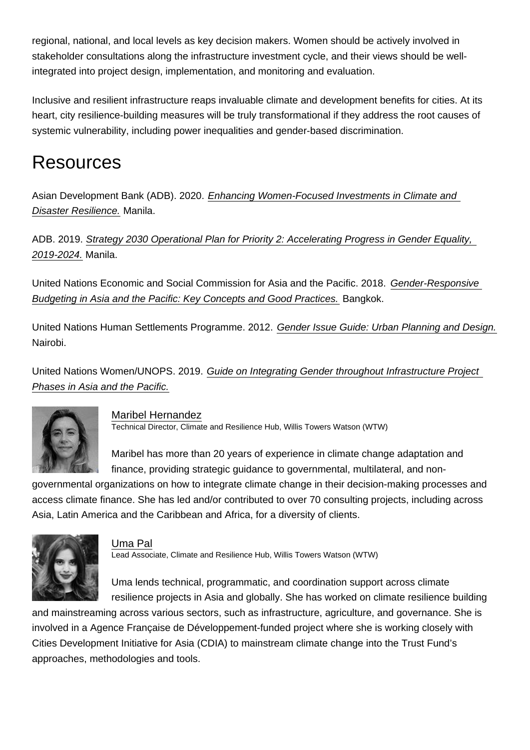regional, national, and local levels as key decision makers. Women should be actively involved in stakeholder consultations along the infrastructure investment cycle, and their views should be well-integrated into project design, implementation, and monitoring and evaluation.

Inclusive and resilient infrastructure reaps invaluable climate and development benefits for cities. At its heart, city resilience-building measures will be truly transformational if they address the root causes of systemic vulnerability, including power inequalities and gender-based discrimination.

# Resources

Asian Development Bank (ADB). 2020. *Enhancing Women-Focused Investments in Climate and Disaster Resilience.* Manila.

ADB. 2019. *Strategy 2030 Operational Plan for Priority 2: Accelerating Progress in Gender Equality, 2019-2024.* Manila.

United Nations Economic and Social Commission for Asia and the Pacific. 2018. *Gender-Responsive Budgeting in Asia and the Pacific: Key Concepts and Good Practices.* Bangkok.

United Nations Human Settlements Programme. 2012. *Gender Issue Guide: Urban Planning and Design.* Nairobi.

United Nations Women/UNOPS. 2019. *Guide on Integrating Gender throughout Infrastructure Project Phases in Asia and the Pacific.*

Maribel Hernandez
Technical Director, Climate and Resilience Hub, Willis Towers Watson (WTW)

Maribel has more than 20 years of experience in climate change adaptation and finance, providing strategic guidance to governmental, multilateral, and non-governmental organizations on how to integrate climate change in their decision-making processes and access climate finance. She has led and/or contributed to over 70 consulting projects, including across Asia, Latin America and the Caribbean and Africa, for a diversity of clients.

Uma Pal
Lead Associate, Climate and Resilience Hub, Willis Towers Watson (WTW)

Uma lends technical, programmatic, and coordination support across climate resilience projects in Asia and globally. She has worked on climate resilience building and mainstreaming across various sectors, such as infrastructure, agriculture, and governance. She is involved in a Agence Française de Développement-funded project where she is working closely with Cities Development Initiative for Asia (CDIA) to mainstream climate change into the Trust Fund's approaches, methodologies and tools.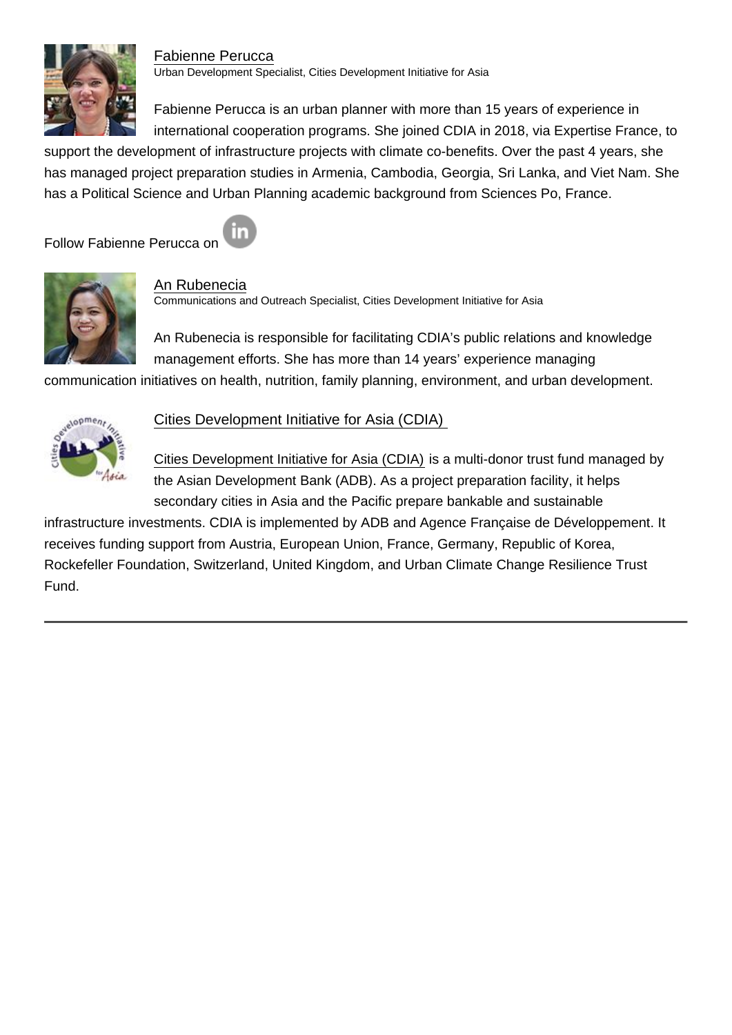### Fabienne Perucca

Urban Development Specialist, Cities Development Initiative for Asia

Fabienne Perucca is an urban planner with more than 15 years of experience in international cooperation programs. She joined CDIA in 2018, via Expertise France, to support the development of infrastructure projects with climate co-benefits. Over the past 4 years, she has managed project preparation studies in Armenia, Cambodia, Georgia, Sri Lanka, and Viet Nam. She has a Political Science and Urban Planning academic background from Sciences Po, France.

Follow Fabienne Perucca on

### An Rubenecia

Communications and Outreach Specialist, Cities Development Initiative for Asia

An Rubenecia is responsible for facilitating CDIA's public relations and knowledge management efforts. She has more than 14 years' experience managing communication initiatives on health, nutrition, family planning, environment, and urban development.

### Cities Development Initiative for Asia (CDIA)

Cities Development Initiative for Asia (CDIA) is a multi-donor trust fund managed by the Asian Development Bank (ADB). As a project preparation facility, it helps secondary cities in Asia and the Pacific prepare bankable and sustainable infrastructure investments. CDIA is implemented by ADB and Agence Française de Développement. It receives funding support from Austria, European Union, France, Germany, Republic of Korea, Rockefeller Foundation, Switzerland, United Kingdom, and Urban Climate Change Resilience Trust Fund.